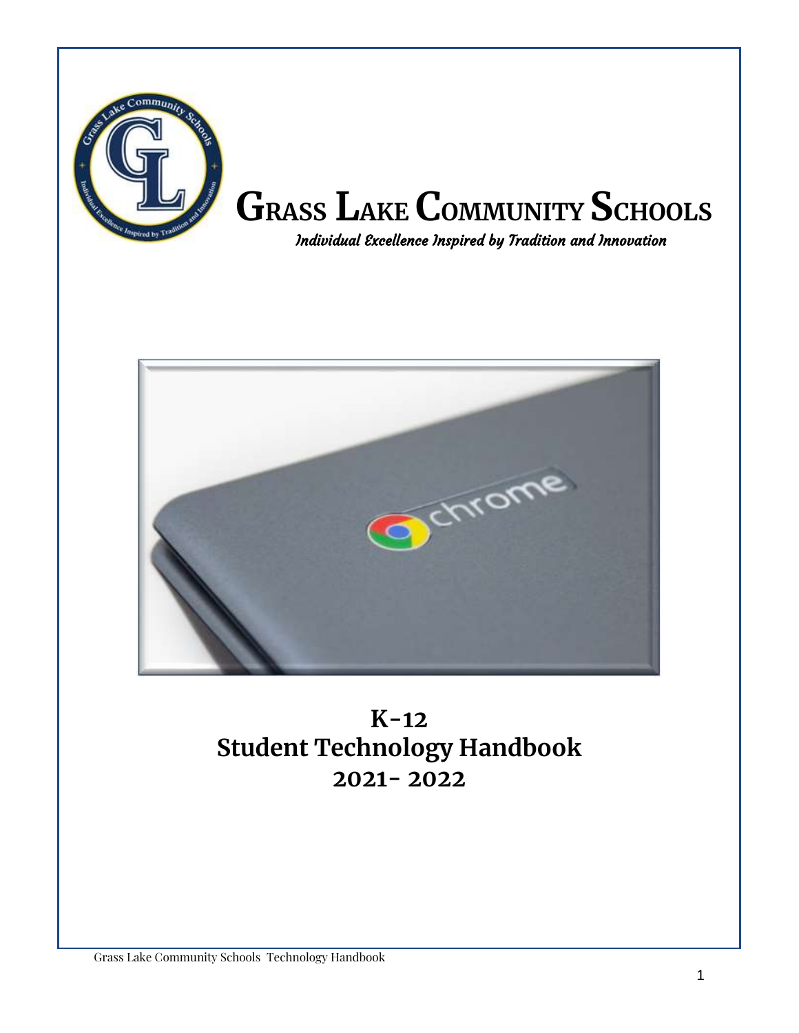# GRASS LAKE COMMUNITY SCHOOLS

*Individual Excellence Inspired by Tradition and Innovation*

## K-12
## Student Technology Handbook
## 2021- 2022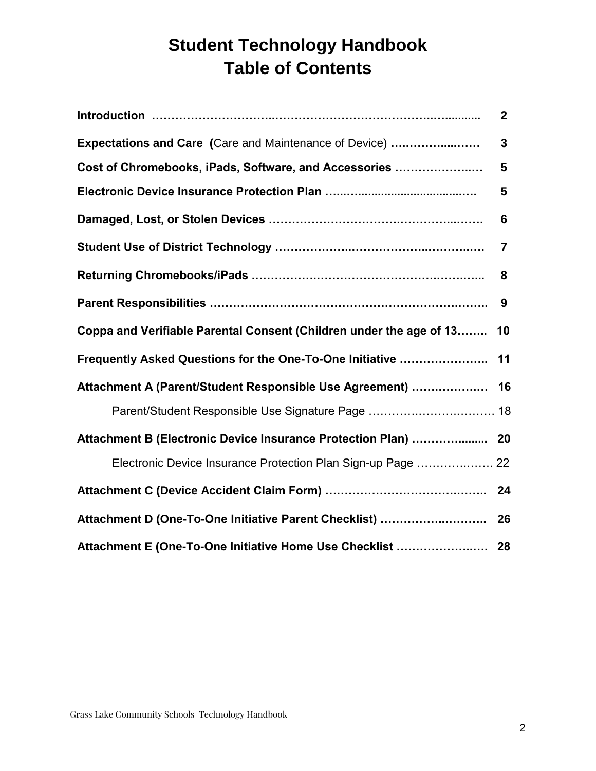# Student Technology Handbook
# Table of Contents

| Section | Page |
|---|---|
| **Introduction** | 2 |
| **Expectations and Care (**Care and Maintenance of Device) | 3 |
| **Cost of Chromebooks, iPads, Software, and Accessories** | 5 |
| **Electronic Device Insurance Protection Plan** | 5 |
| **Damaged, Lost, or Stolen Devices** | 6 |
| **Student Use of District Technology** | 7 |
| **Returning Chromebooks/iPads** | 8 |
| **Parent Responsibilities** | 9 |
| **Coppa and Verifiable Parental Consent (Children under the age of 13** | 10 |
| **Frequently Asked Questions for the One-To-One Initiative** | 11 |
| **Attachment A (Parent/Student Responsible Use Agreement)** | 16 |
| Parent/Student Responsible Use Signature Page | 18 |
| **Attachment B (Electronic Device Insurance Protection Plan)** | 20 |
| Electronic Device Insurance Protection Plan Sign-up Page | 22 |
| **Attachment C (Device Accident Claim Form)** | 24 |
| **Attachment D (One-To-One Initiative Parent Checklist)** | 26 |
| **Attachment E (One-To-One Initiative Home Use Checklist** | 28 |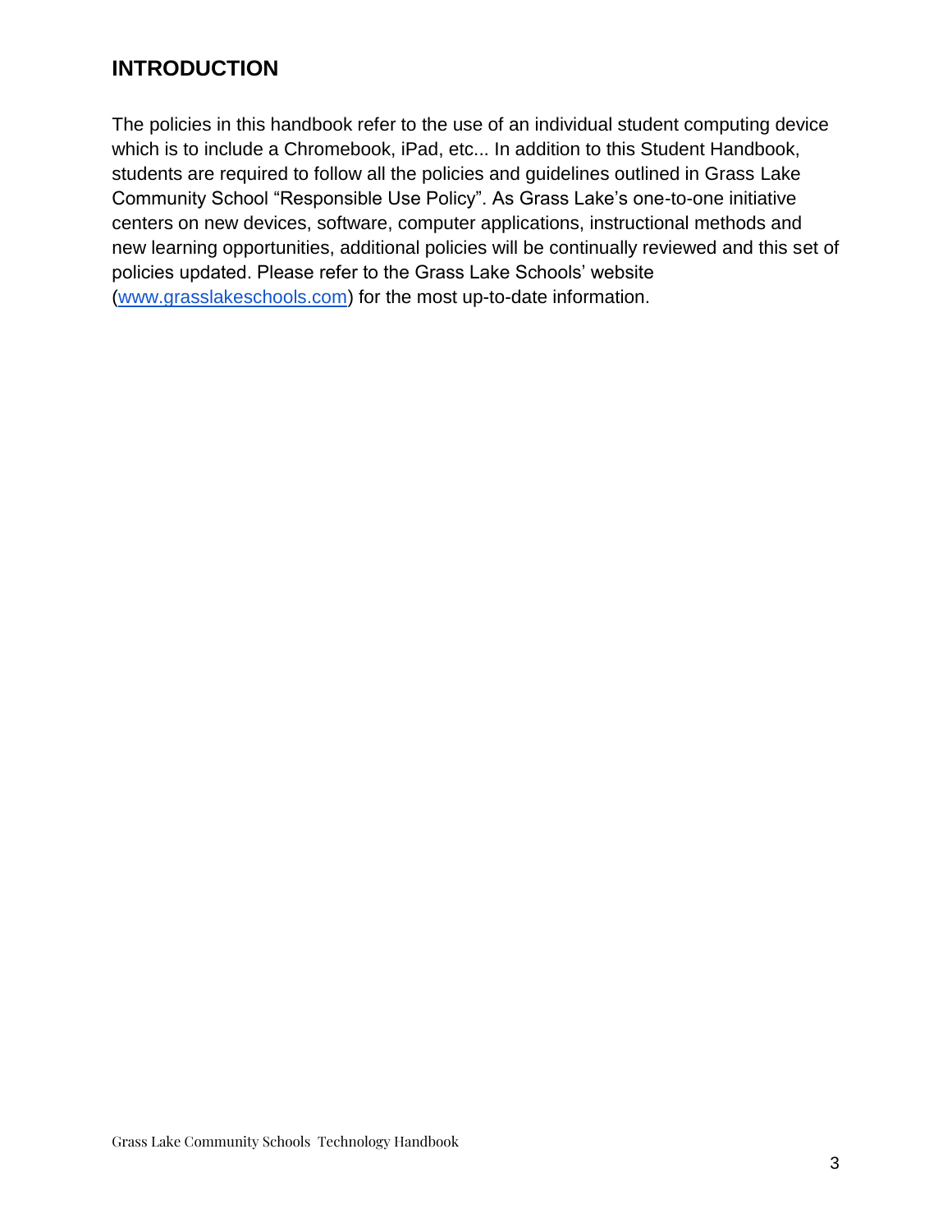## INTRODUCTION

The policies in this handbook refer to the use of an individual student computing device which is to include a Chromebook, iPad, etc... In addition to this Student Handbook, students are required to follow all the policies and guidelines outlined in Grass Lake Community School "Responsible Use Policy". As Grass Lake's one-to-one initiative centers on new devices, software, computer applications, instructional methods and new learning opportunities, additional policies will be continually reviewed and this set of policies updated. Please refer to the Grass Lake Schools' website ([www.grasslakeschools.com](http://www.grasslakeschools.com)) for the most up-to-date information.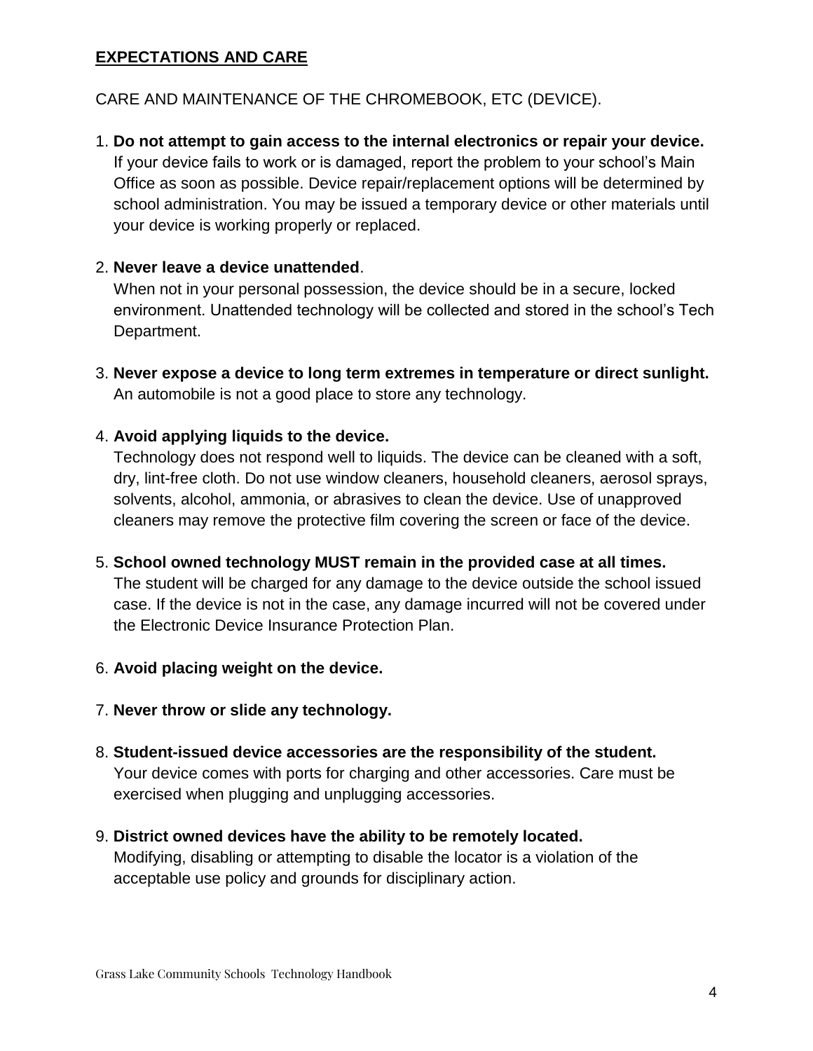## EXPECTATIONS AND CARE

CARE AND MAINTENANCE OF THE CHROMEBOOK, ETC (DEVICE).

1. **Do not attempt to gain access to the internal electronics or repair your device.**
   If your device fails to work or is damaged, report the problem to your school's Main Office as soon as possible. Device repair/replacement options will be determined by school administration. You may be issued a temporary device or other materials until your device is working properly or replaced.

2. **Never leave a device unattended**.
   When not in your personal possession, the device should be in a secure, locked environment. Unattended technology will be collected and stored in the school's Tech Department.

3. **Never expose a device to long term extremes in temperature or direct sunlight.**
   An automobile is not a good place to store any technology.

4. **Avoid applying liquids to the device.**
   Technology does not respond well to liquids. The device can be cleaned with a soft, dry, lint-free cloth. Do not use window cleaners, household cleaners, aerosol sprays, solvents, alcohol, ammonia, or abrasives to clean the device. Use of unapproved cleaners may remove the protective film covering the screen or face of the device.

5. **School owned technology MUST remain in the provided case at all times.**
   The student will be charged for any damage to the device outside the school issued case. If the device is not in the case, any damage incurred will not be covered under the Electronic Device Insurance Protection Plan.

6. **Avoid placing weight on the device.**

7. **Never throw or slide any technology.**

8. **Student-issued device accessories are the responsibility of the student.**
   Your device comes with ports for charging and other accessories. Care must be exercised when plugging and unplugging accessories.

9. **District owned devices have the ability to be remotely located.**
   Modifying, disabling or attempting to disable the locator is a violation of the acceptable use policy and grounds for disciplinary action.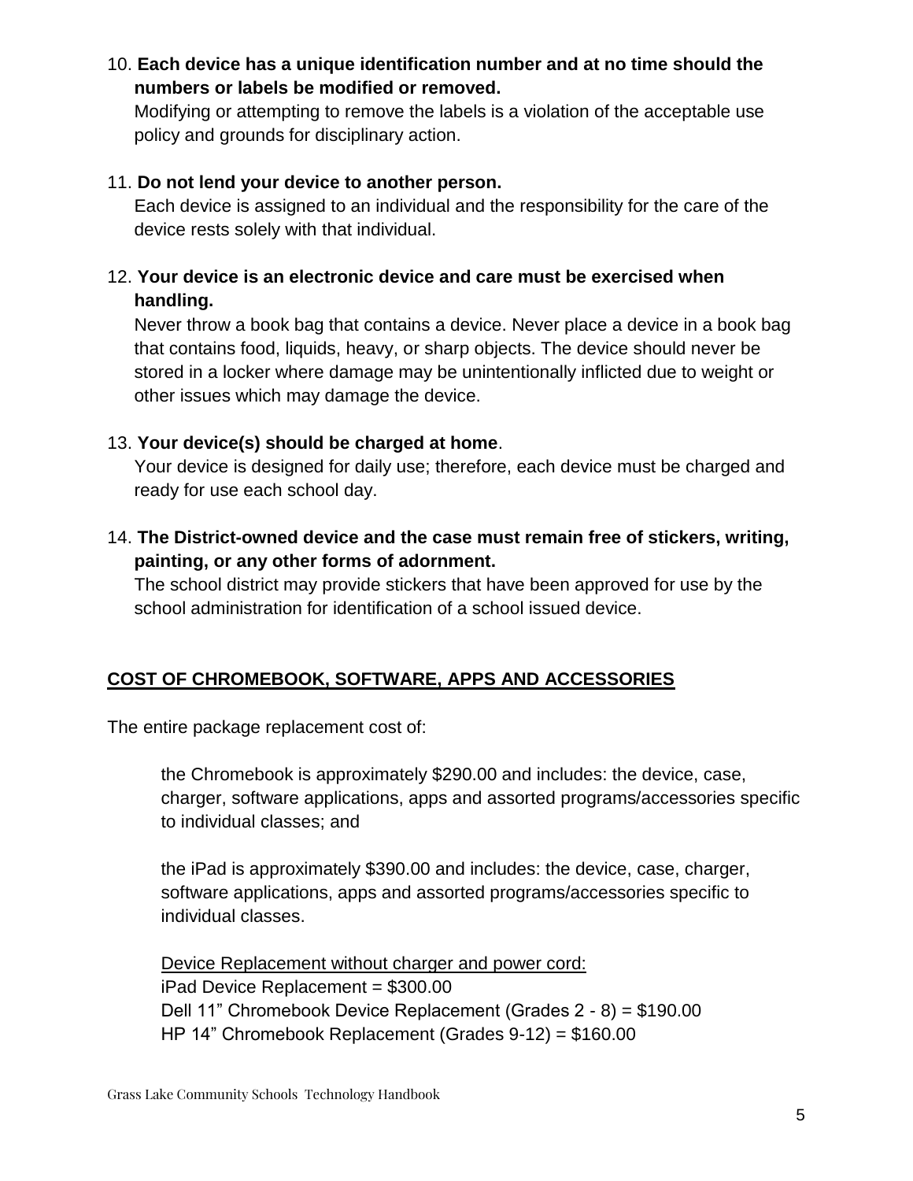10. **Each device has a unique identification number and at no time should the numbers or labels be modified or removed.**
    Modifying or attempting to remove the labels is a violation of the acceptable use policy and grounds for disciplinary action.

11. **Do not lend your device to another person.**
    Each device is assigned to an individual and the responsibility for the care of the device rests solely with that individual.

12. **Your device is an electronic device and care must be exercised when handling.**
    Never throw a book bag that contains a device. Never place a device in a book bag that contains food, liquids, heavy, or sharp objects. The device should never be stored in a locker where damage may be unintentionally inflicted due to weight or other issues which may damage the device.

13. **Your device(s) should be charged at home**.
    Your device is designed for daily use; therefore, each device must be charged and ready for use each school day.

14. **The District-owned device and the case must remain free of stickers, writing, painting, or any other forms of adornment.**
    The school district may provide stickers that have been approved for use by the school administration for identification of a school issued device.

## COST OF CHROMEBOOK, SOFTWARE, APPS AND ACCESSORIES

The entire package replacement cost of:

> the Chromebook is approximately $290.00 and includes: the device, case, charger, software applications, apps and assorted programs/accessories specific to individual classes; and
>
> the iPad is approximately $390.00 and includes: the device, case, charger, software applications, apps and assorted programs/accessories specific to individual classes.
>
> Device Replacement without charger and power cord:
> iPad Device Replacement = $300.00
> Dell 11" Chromebook Device Replacement (Grades 2 - 8) = $190.00
> HP 14" Chromebook Replacement (Grades 9-12) = $160.00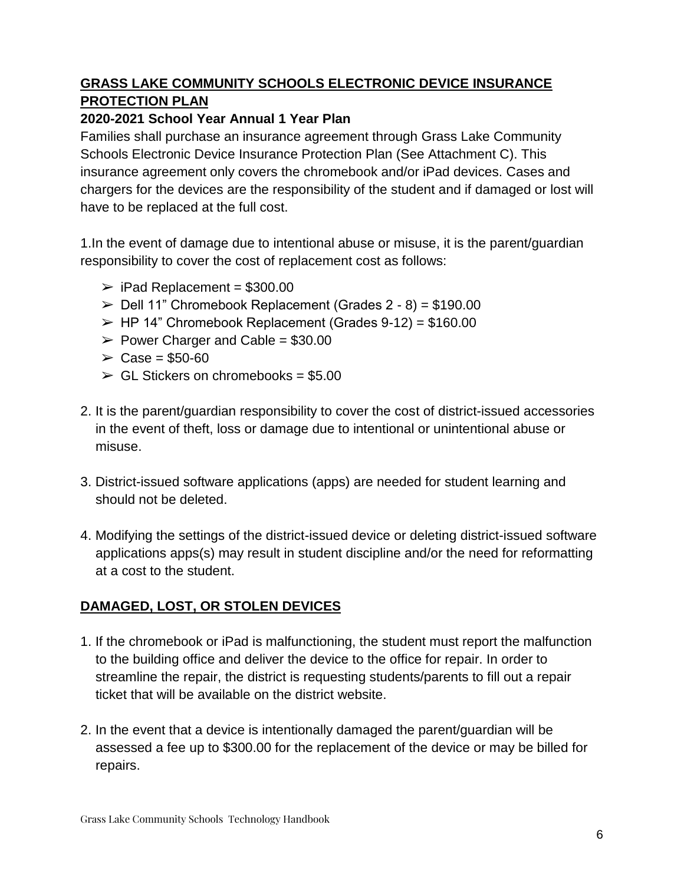## **GRASS LAKE COMMUNITY SCHOOLS ELECTRONIC DEVICE INSURANCE PROTECTION PLAN**

### **2020-2021 School Year Annual 1 Year Plan**

Families shall purchase an insurance agreement through Grass Lake Community Schools Electronic Device Insurance Protection Plan (See Attachment C). This insurance agreement only covers the chromebook and/or iPad devices. Cases and chargers for the devices are the responsibility of the student and if damaged or lost will have to be replaced at the full cost.

1.In the event of damage due to intentional abuse or misuse, it is the parent/guardian responsibility to cover the cost of replacement cost as follows:

- iPad Replacement = $300.00
- Dell 11" Chromebook Replacement (Grades 2 - 8) = $190.00
- HP 14" Chromebook Replacement (Grades 9-12) = $160.00
- Power Charger and Cable = $30.00
- Case = $50-60
- GL Stickers on chromebooks = $5.00

2. It is the parent/guardian responsibility to cover the cost of district-issued accessories in the event of theft, loss or damage due to intentional or unintentional abuse or misuse.

3. District-issued software applications (apps) are needed for student learning and should not be deleted.

4. Modifying the settings of the district-issued device or deleting district-issued software applications apps(s) may result in student discipline and/or the need for reformatting at a cost to the student.

## **DAMAGED, LOST, OR STOLEN DEVICES**

1. If the chromebook or iPad is malfunctioning, the student must report the malfunction to the building office and deliver the device to the office for repair. In order to streamline the repair, the district is requesting students/parents to fill out a repair ticket that will be available on the district website.

2. In the event that a device is intentionally damaged the parent/guardian will be assessed a fee up to $300.00 for the replacement of the device or may be billed for repairs.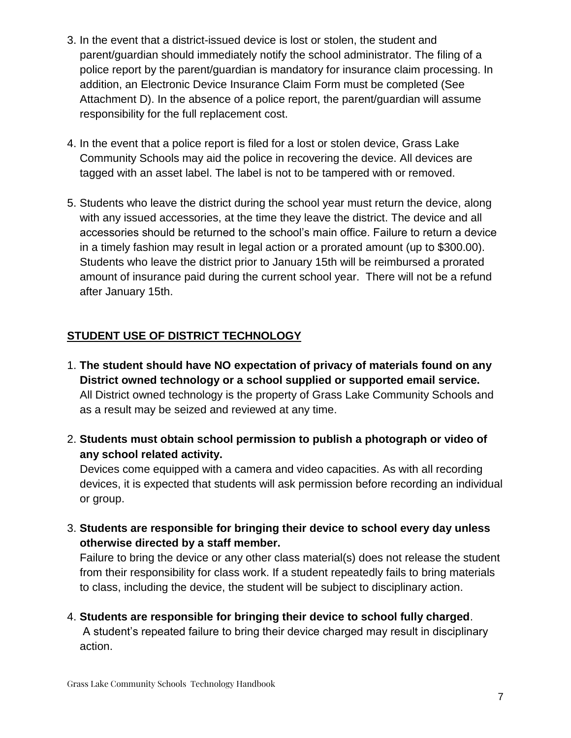3. In the event that a district-issued device is lost or stolen, the student and parent/guardian should immediately notify the school administrator. The filing of a police report by the parent/guardian is mandatory for insurance claim processing. In addition, an Electronic Device Insurance Claim Form must be completed (See Attachment D). In the absence of a police report, the parent/guardian will assume responsibility for the full replacement cost.

4. In the event that a police report is filed for a lost or stolen device, Grass Lake Community Schools may aid the police in recovering the device. All devices are tagged with an asset label. The label is not to be tampered with or removed.

5. Students who leave the district during the school year must return the device, along with any issued accessories, at the time they leave the district. The device and all accessories should be returned to the school's main office. Failure to return a device in a timely fashion may result in legal action or a prorated amount (up to $300.00). Students who leave the district prior to January 15th will be reimbursed a prorated amount of insurance paid during the current school year. There will not be a refund after January 15th.

## STUDENT USE OF DISTRICT TECHNOLOGY

1. **The student should have NO expectation of privacy of materials found on any District owned technology or a school supplied or supported email service.** All District owned technology is the property of Grass Lake Community Schools and as a result may be seized and reviewed at any time.

2. **Students must obtain school permission to publish a photograph or video of any school related activity.**
   Devices come equipped with a camera and video capacities. As with all recording devices, it is expected that students will ask permission before recording an individual or group.

3. **Students are responsible for bringing their device to school every day unless otherwise directed by a staff member.**
   Failure to bring the device or any other class material(s) does not release the student from their responsibility for class work. If a student repeatedly fails to bring materials to class, including the device, the student will be subject to disciplinary action.

4. **Students are responsible for bringing their device to school fully charged**.
   A student's repeated failure to bring their device charged may result in disciplinary action.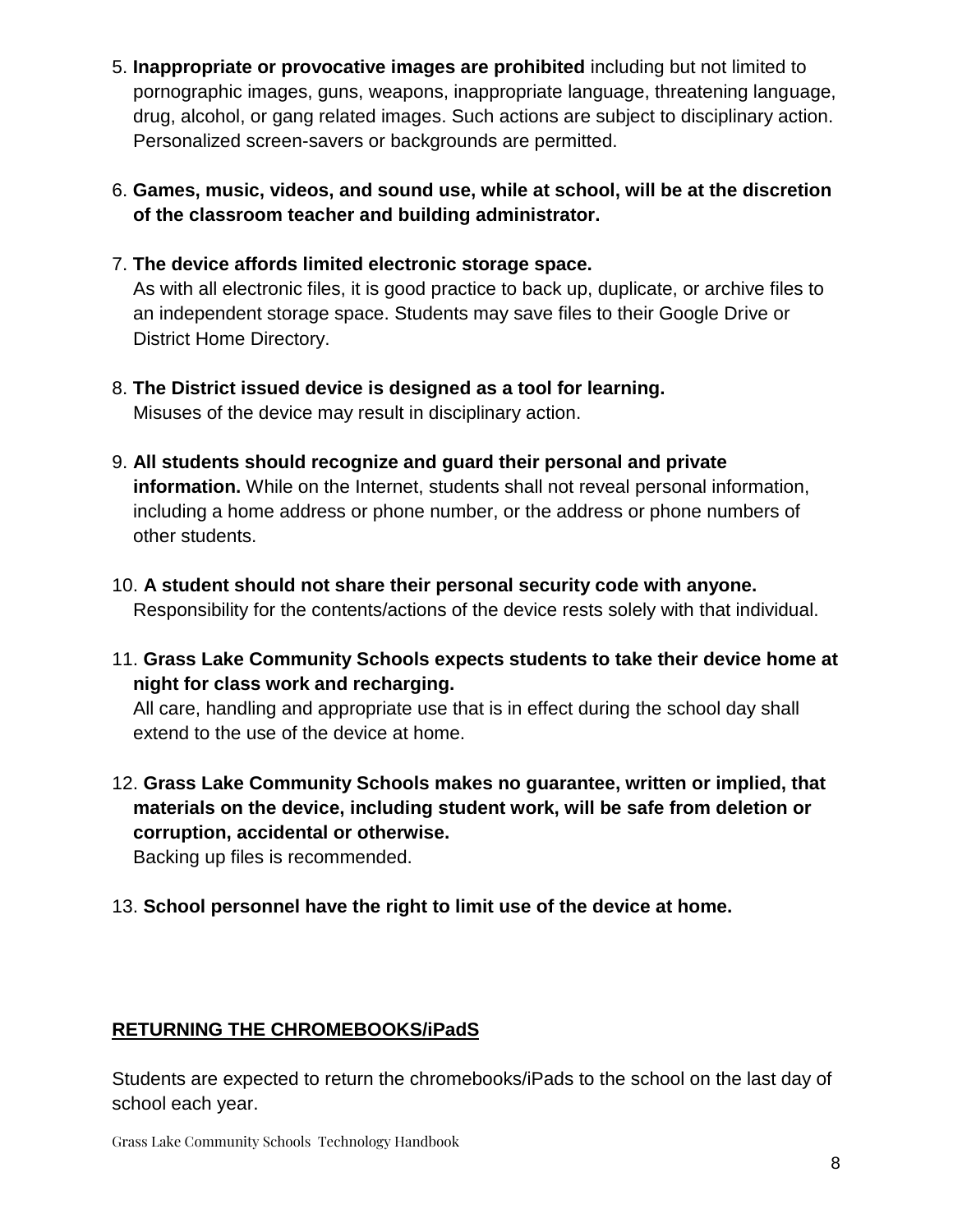5. **Inappropriate or provocative images are prohibited** including but not limited to pornographic images, guns, weapons, inappropriate language, threatening language, drug, alcohol, or gang related images. Such actions are subject to disciplinary action. Personalized screen-savers or backgrounds are permitted.

6. **Games, music, videos, and sound use, while at school, will be at the discretion of the classroom teacher and building administrator.**

7. **The device affords limited electronic storage space.**
   As with all electronic files, it is good practice to back up, duplicate, or archive files to an independent storage space. Students may save files to their Google Drive or District Home Directory.

8. **The District issued device is designed as a tool for learning.**
   Misuses of the device may result in disciplinary action.

9. **All students should recognize and guard their personal and private information.** While on the Internet, students shall not reveal personal information, including a home address or phone number, or the address or phone numbers of other students.

10. **A student should not share their personal security code with anyone.**
    Responsibility for the contents/actions of the device rests solely with that individual.

11. **Grass Lake Community Schools expects students to take their device home at night for class work and recharging.**
    All care, handling and appropriate use that is in effect during the school day shall extend to the use of the device at home.

12. **Grass Lake Community Schools makes no guarantee, written or implied, that materials on the device, including student work, will be safe from deletion or corruption, accidental or otherwise.**
    Backing up files is recommended.

13. **School personnel have the right to limit use of the device at home.**

## RETURNING THE CHROMEBOOKS/iPadS

Students are expected to return the chromebooks/iPads to the school on the last day of school each year.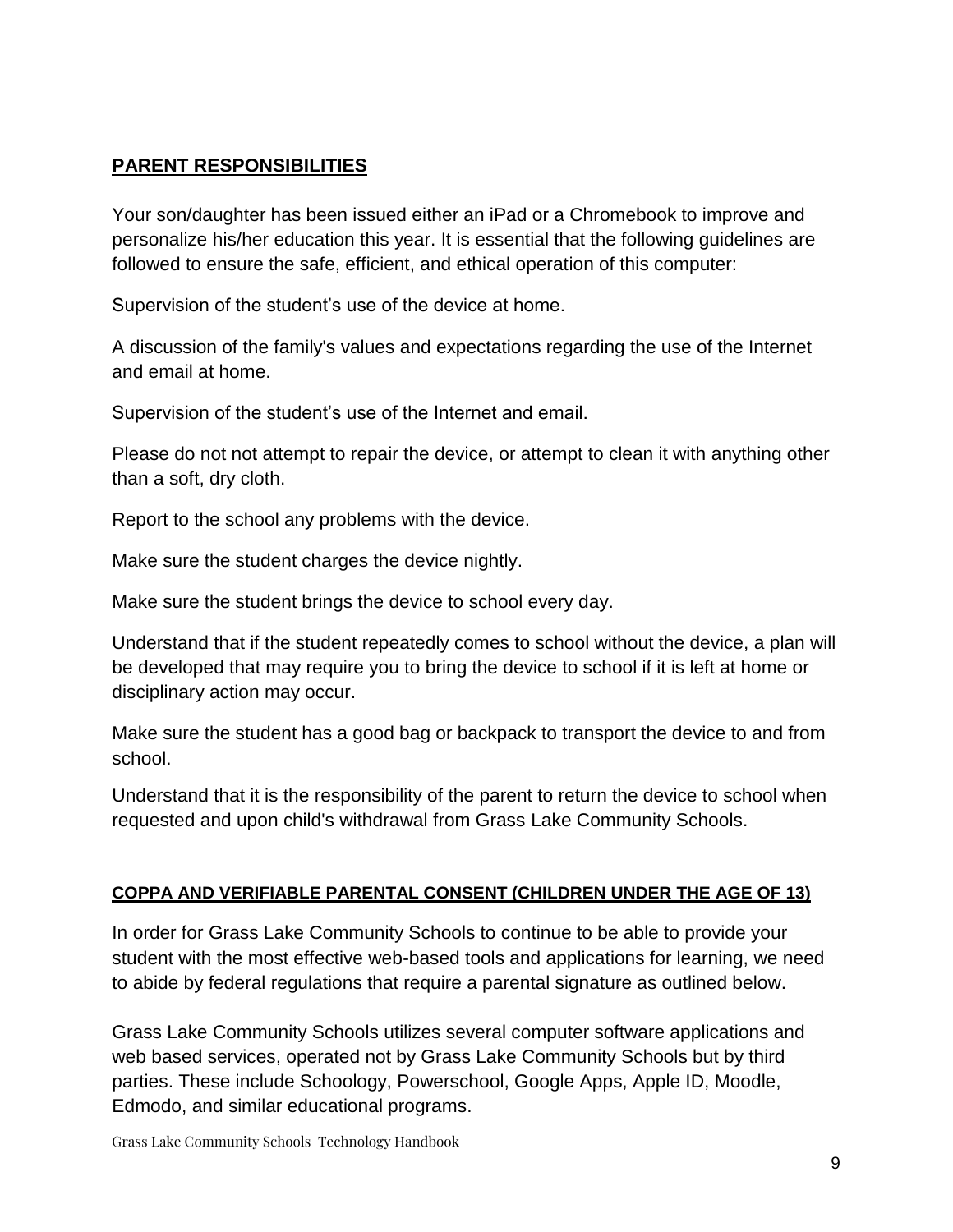## PARENT RESPONSIBILITIES

Your son/daughter has been issued either an iPad or a Chromebook to improve and personalize his/her education this year. It is essential that the following guidelines are followed to ensure the safe, efficient, and ethical operation of this computer:

Supervision of the student's use of the device at home.

A discussion of the family's values and expectations regarding the use of the Internet and email at home.

Supervision of the student's use of the Internet and email.

Please do not not attempt to repair the device, or attempt to clean it with anything other than a soft, dry cloth.

Report to the school any problems with the device.

Make sure the student charges the device nightly.

Make sure the student brings the device to school every day.

Understand that if the student repeatedly comes to school without the device, a plan will be developed that may require you to bring the device to school if it is left at home or disciplinary action may occur.

Make sure the student has a good bag or backpack to transport the device to and from school.

Understand that it is the responsibility of the parent to return the device to school when requested and upon child's withdrawal from Grass Lake Community Schools.

### COPPA AND VERIFIABLE PARENTAL CONSENT (CHILDREN UNDER THE AGE OF 13)

In order for Grass Lake Community Schools to continue to be able to provide your student with the most effective web-based tools and applications for learning, we need to abide by federal regulations that require a parental signature as outlined below.

Grass Lake Community Schools utilizes several computer software applications and web based services, operated not by Grass Lake Community Schools but by third parties. These include Schoology, Powerschool, Google Apps, Apple ID, Moodle, Edmodo, and similar educational programs.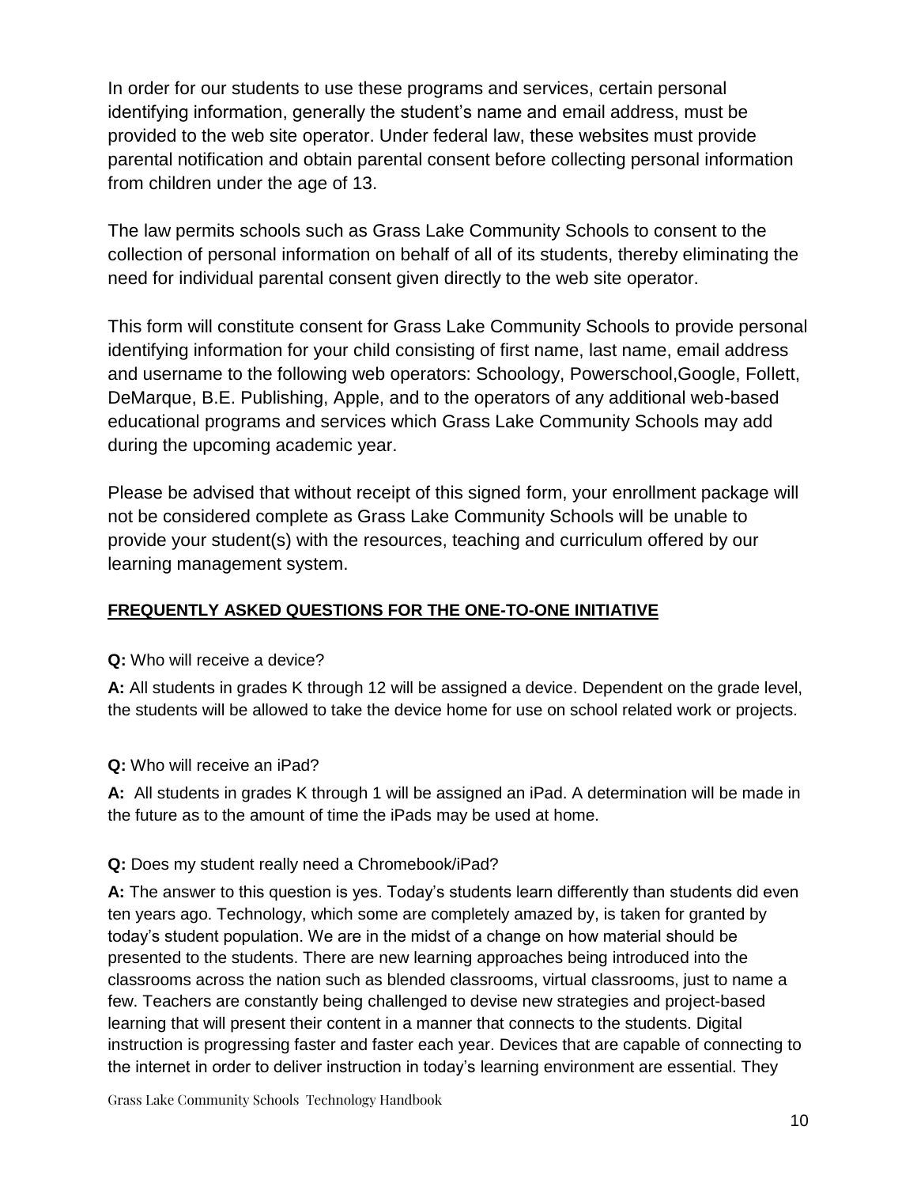In order for our students to use these programs and services, certain personal identifying information, generally the student's name and email address, must be provided to the web site operator. Under federal law, these websites must provide parental notification and obtain parental consent before collecting personal information from children under the age of 13.

The law permits schools such as Grass Lake Community Schools to consent to the collection of personal information on behalf of all of its students, thereby eliminating the need for individual parental consent given directly to the web site operator.

This form will constitute consent for Grass Lake Community Schools to provide personal identifying information for your child consisting of first name, last name, email address and username to the following web operators: Schoology, Powerschool,Google, Follett, DeMarque, B.E. Publishing, Apple, and to the operators of any additional web-based educational programs and services which Grass Lake Community Schools may add during the upcoming academic year.

Please be advised that without receipt of this signed form, your enrollment package will not be considered complete as Grass Lake Community Schools will be unable to provide your student(s) with the resources, teaching and curriculum offered by our learning management system.

## FREQUENTLY ASKED QUESTIONS FOR THE ONE-TO-ONE INITIATIVE

**Q:** Who will receive a device?

**A:** All students in grades K through 12 will be assigned a device. Dependent on the grade level, the students will be allowed to take the device home for use on school related work or projects.

**Q:** Who will receive an iPad?

**A:** All students in grades K through 1 will be assigned an iPad. A determination will be made in the future as to the amount of time the iPads may be used at home.

**Q:** Does my student really need a Chromebook/iPad?

**A:** The answer to this question is yes. Today's students learn differently than students did even ten years ago. Technology, which some are completely amazed by, is taken for granted by today's student population. We are in the midst of a change on how material should be presented to the students. There are new learning approaches being introduced into the classrooms across the nation such as blended classrooms, virtual classrooms, just to name a few. Teachers are constantly being challenged to devise new strategies and project-based learning that will present their content in a manner that connects to the students. Digital instruction is progressing faster and faster each year. Devices that are capable of connecting to the internet in order to deliver instruction in today's learning environment are essential. They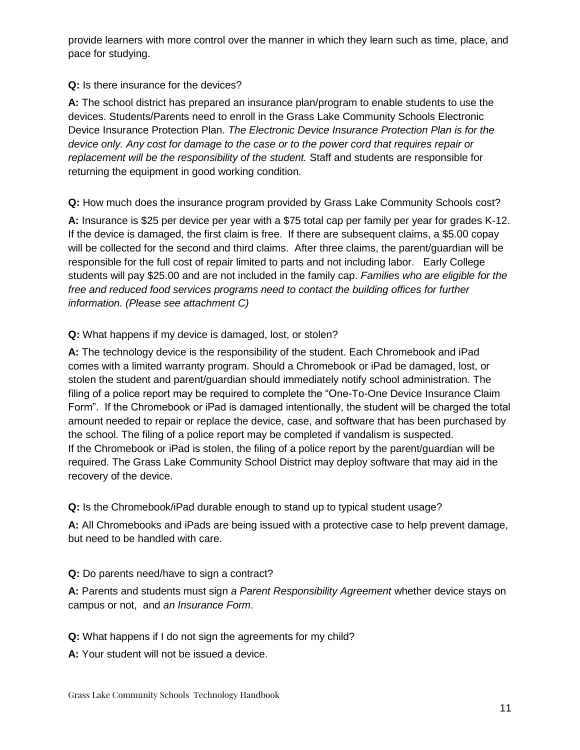provide learners with more control over the manner in which they learn such as time, place, and pace for studying.

**Q:** Is there insurance for the devices?

**A:** The school district has prepared an insurance plan/program to enable students to use the devices. Students/Parents need to enroll in the Grass Lake Community Schools Electronic Device Insurance Protection Plan. *The Electronic Device Insurance Protection Plan is for the device only. Any cost for damage to the case or to the power cord that requires repair or replacement will be the responsibility of the student.* Staff and students are responsible for returning the equipment in good working condition.

**Q:** How much does the insurance program provided by Grass Lake Community Schools cost?

**A:** Insurance is $25 per device per year with a $75 total cap per family per year for grades K-12. If the device is damaged, the first claim is free. If there are subsequent claims, a $5.00 copay will be collected for the second and third claims. After three claims, the parent/guardian will be responsible for the full cost of repair limited to parts and not including labor. Early College students will pay $25.00 and are not included in the family cap. *Families who are eligible for the free and reduced food services programs need to contact the building offices for further information. (Please see attachment C)*

**Q:** What happens if my device is damaged, lost, or stolen?

**A:** The technology device is the responsibility of the student. Each Chromebook and iPad comes with a limited warranty program. Should a Chromebook or iPad be damaged, lost, or stolen the student and parent/guardian should immediately notify school administration. The filing of a police report may be required to complete the "One-To-One Device Insurance Claim Form". If the Chromebook or iPad is damaged intentionally, the student will be charged the total amount needed to repair or replace the device, case, and software that has been purchased by the school. The filing of a police report may be completed if vandalism is suspected.
If the Chromebook or iPad is stolen, the filing of a police report by the parent/guardian will be required. The Grass Lake Community School District may deploy software that may aid in the recovery of the device.

**Q:** Is the Chromebook/iPad durable enough to stand up to typical student usage?

**A:** All Chromebooks and iPads are being issued with a protective case to help prevent damage, but need to be handled with care.

**Q:** Do parents need/have to sign a contract?

**A:** Parents and students must sign *a Parent Responsibility Agreement* whether device stays on campus or not, and *an Insurance Form*.

**Q:** What happens if I do not sign the agreements for my child?

**A:** Your student will not be issued a device.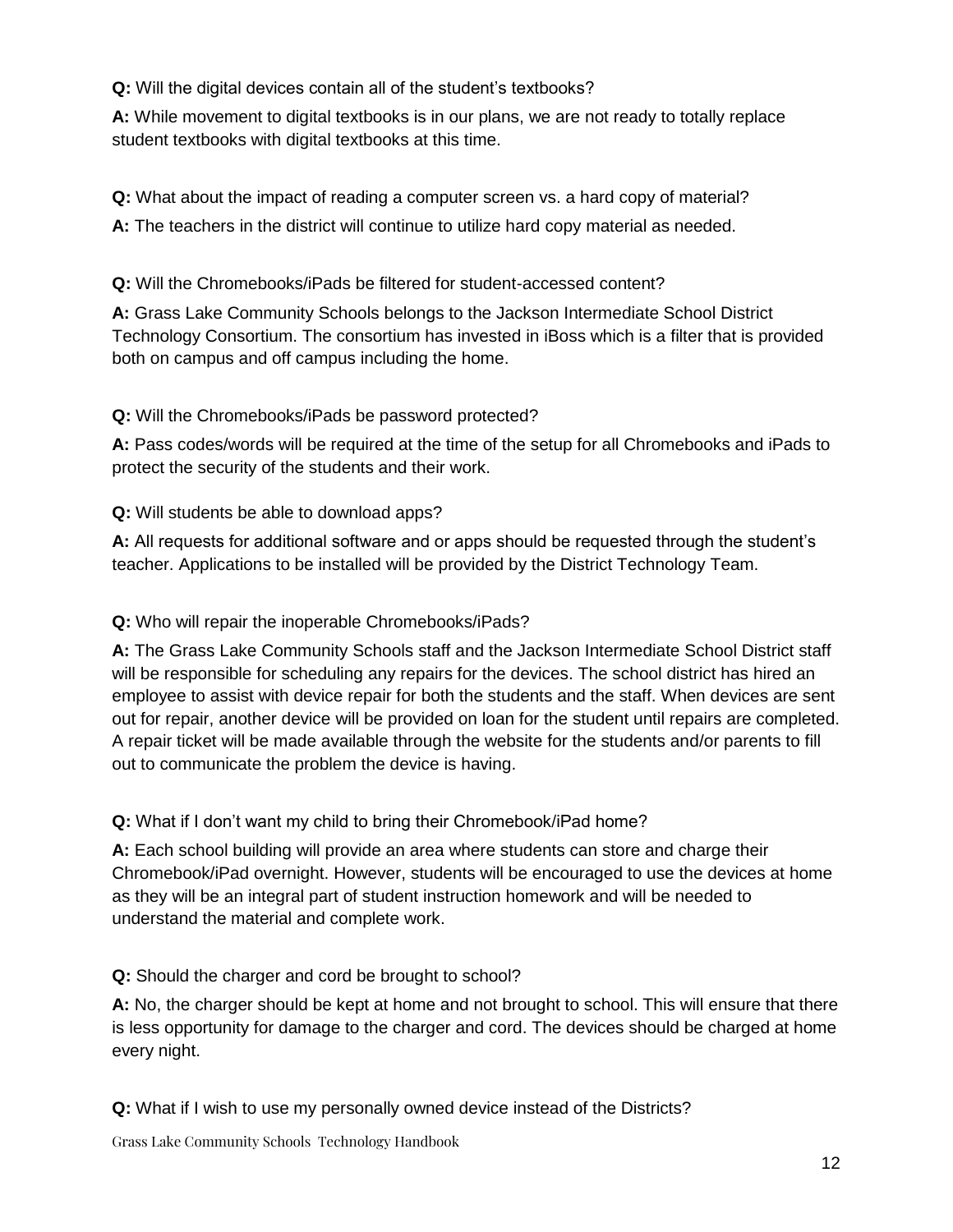**Q:** Will the digital devices contain all of the student's textbooks?

**A:** While movement to digital textbooks is in our plans, we are not ready to totally replace student textbooks with digital textbooks at this time.

**Q:** What about the impact of reading a computer screen vs. a hard copy of material?

**A:** The teachers in the district will continue to utilize hard copy material as needed.

**Q:** Will the Chromebooks/iPads be filtered for student-accessed content?

**A:** Grass Lake Community Schools belongs to the Jackson Intermediate School District Technology Consortium. The consortium has invested in iBoss which is a filter that is provided both on campus and off campus including the home.

**Q:** Will the Chromebooks/iPads be password protected?

**A:** Pass codes/words will be required at the time of the setup for all Chromebooks and iPads to protect the security of the students and their work.

**Q:** Will students be able to download apps?

**A:** All requests for additional software and or apps should be requested through the student's teacher. Applications to be installed will be provided by the District Technology Team.

**Q:** Who will repair the inoperable Chromebooks/iPads?

**A:** The Grass Lake Community Schools staff and the Jackson Intermediate School District staff will be responsible for scheduling any repairs for the devices. The school district has hired an employee to assist with device repair for both the students and the staff. When devices are sent out for repair, another device will be provided on loan for the student until repairs are completed. A repair ticket will be made available through the website for the students and/or parents to fill out to communicate the problem the device is having.

**Q:** What if I don't want my child to bring their Chromebook/iPad home?

**A:** Each school building will provide an area where students can store and charge their Chromebook/iPad overnight. However, students will be encouraged to use the devices at home as they will be an integral part of student instruction homework and will be needed to understand the material and complete work.

**Q:** Should the charger and cord be brought to school?

**A:** No, the charger should be kept at home and not brought to school. This will ensure that there is less opportunity for damage to the charger and cord. The devices should be charged at home every night.

**Q:** What if I wish to use my personally owned device instead of the Districts?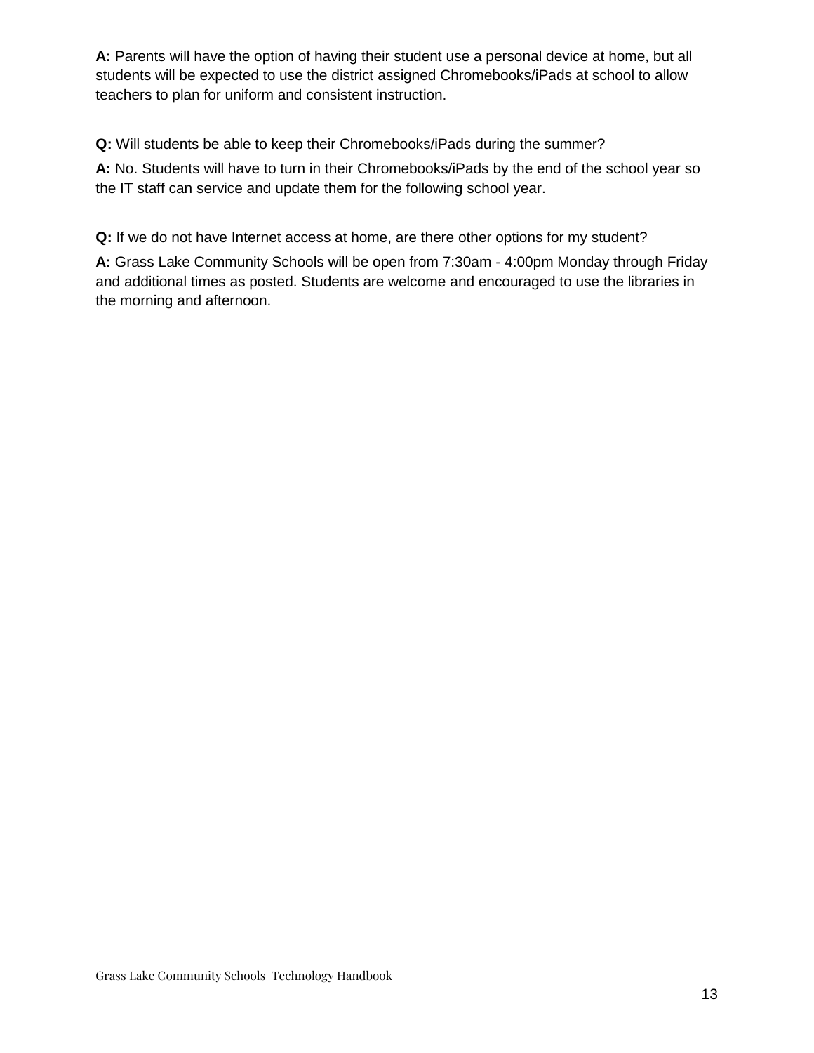**A:** Parents will have the option of having their student use a personal device at home, but all students will be expected to use the district assigned Chromebooks/iPads at school to allow teachers to plan for uniform and consistent instruction.

**Q:** Will students be able to keep their Chromebooks/iPads during the summer?

**A:** No. Students will have to turn in their Chromebooks/iPads by the end of the school year so the IT staff can service and update them for the following school year.

**Q:** If we do not have Internet access at home, are there other options for my student?

**A:** Grass Lake Community Schools will be open from 7:30am - 4:00pm Monday through Friday and additional times as posted. Students are welcome and encouraged to use the libraries in the morning and afternoon.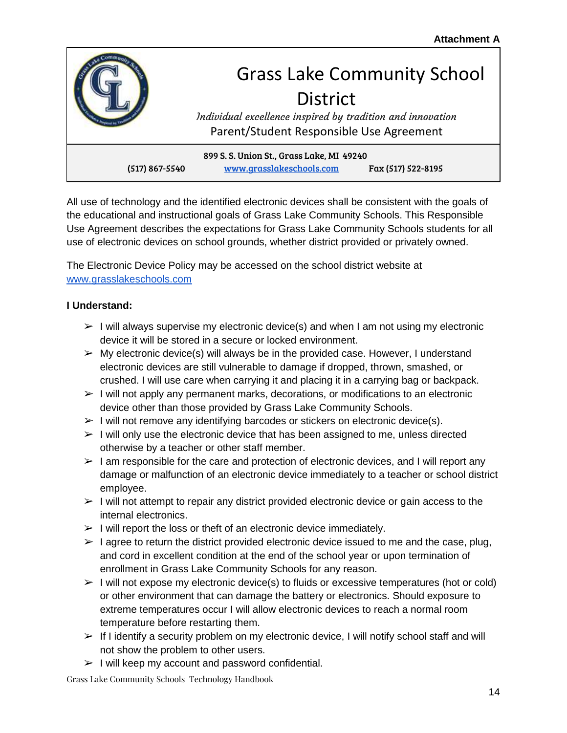**Attachment A**

# Grass Lake Community School District

*Individual excellence inspired by tradition and innovation*

Parent/Student Responsible Use Agreement

899 S. S. Union St., Grass Lake, MI 49240

(517) 867-5540 www.grasslakeschools.com Fax (517) 522-8195

All use of technology and the identified electronic devices shall be consistent with the goals of the educational and instructional goals of Grass Lake Community Schools. This Responsible Use Agreement describes the expectations for Grass Lake Community Schools students for all use of electronic devices on school grounds, whether district provided or privately owned.

The Electronic Device Policy may be accessed on the school district website at www.grasslakeschools.com

**I Understand:**

- I will always supervise my electronic device(s) and when I am not using my electronic device it will be stored in a secure or locked environment.
- My electronic device(s) will always be in the provided case. However, I understand electronic devices are still vulnerable to damage if dropped, thrown, smashed, or crushed. I will use care when carrying it and placing it in a carrying bag or backpack.
- I will not apply any permanent marks, decorations, or modifications to an electronic device other than those provided by Grass Lake Community Schools.
- I will not remove any identifying barcodes or stickers on electronic device(s).
- I will only use the electronic device that has been assigned to me, unless directed otherwise by a teacher or other staff member.
- I am responsible for the care and protection of electronic devices, and I will report any damage or malfunction of an electronic device immediately to a teacher or school district employee.
- I will not attempt to repair any district provided electronic device or gain access to the internal electronics.
- I will report the loss or theft of an electronic device immediately.
- I agree to return the district provided electronic device issued to me and the case, plug, and cord in excellent condition at the end of the school year or upon termination of enrollment in Grass Lake Community Schools for any reason.
- I will not expose my electronic device(s) to fluids or excessive temperatures (hot or cold) or other environment that can damage the battery or electronics. Should exposure to extreme temperatures occur I will allow electronic devices to reach a normal room temperature before restarting them.
- If I identify a security problem on my electronic device, I will notify school staff and will not show the problem to other users.
- I will keep my account and password confidential.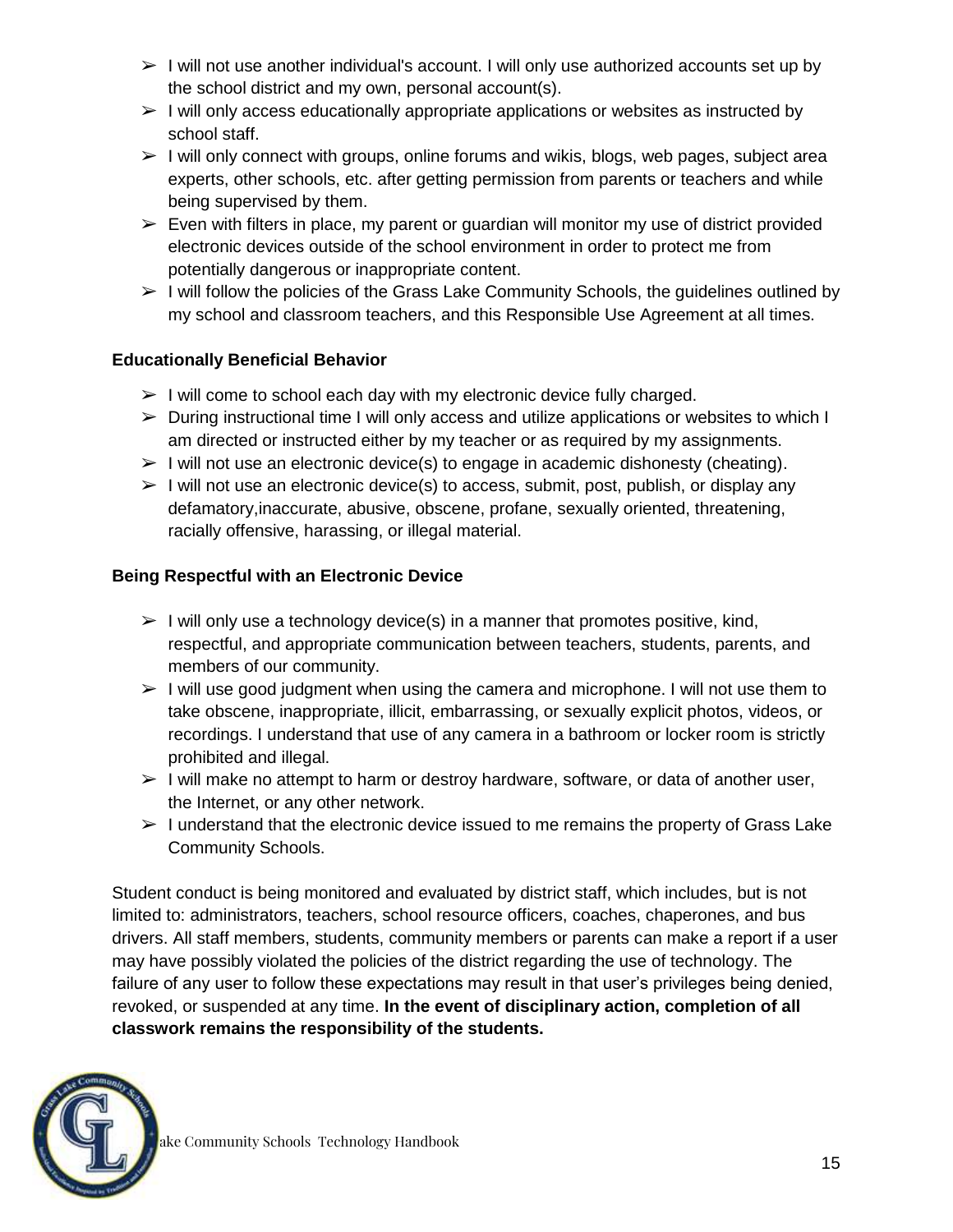- I will not use another individual's account. I will only use authorized accounts set up by the school district and my own, personal account(s).
- I will only access educationally appropriate applications or websites as instructed by school staff.
- I will only connect with groups, online forums and wikis, blogs, web pages, subject area experts, other schools, etc. after getting permission from parents or teachers and while being supervised by them.
- Even with filters in place, my parent or guardian will monitor my use of district provided electronic devices outside of the school environment in order to protect me from potentially dangerous or inappropriate content.
- I will follow the policies of the Grass Lake Community Schools, the guidelines outlined by my school and classroom teachers, and this Responsible Use Agreement at all times.

**Educationally Beneficial Behavior**

- I will come to school each day with my electronic device fully charged.
- During instructional time I will only access and utilize applications or websites to which I am directed or instructed either by my teacher or as required by my assignments.
- I will not use an electronic device(s) to engage in academic dishonesty (cheating).
- I will not use an electronic device(s) to access, submit, post, publish, or display any defamatory,inaccurate, abusive, obscene, profane, sexually oriented, threatening, racially offensive, harassing, or illegal material.

**Being Respectful with an Electronic Device**

- I will only use a technology device(s) in a manner that promotes positive, kind, respectful, and appropriate communication between teachers, students, parents, and members of our community.
- I will use good judgment when using the camera and microphone. I will not use them to take obscene, inappropriate, illicit, embarrassing, or sexually explicit photos, videos, or recordings. I understand that use of any camera in a bathroom or locker room is strictly prohibited and illegal.
- I will make no attempt to harm or destroy hardware, software, or data of another user, the Internet, or any other network.
- I understand that the electronic device issued to me remains the property of Grass Lake Community Schools.

Student conduct is being monitored and evaluated by district staff, which includes, but is not limited to: administrators, teachers, school resource officers, coaches, chaperones, and bus drivers. All staff members, students, community members or parents can make a report if a user may have possibly violated the policies of the district regarding the use of technology. The failure of any user to follow these expectations may result in that user's privileges being denied, revoked, or suspended at any time. **In the event of disciplinary action, completion of all classwork remains the responsibility of the students.**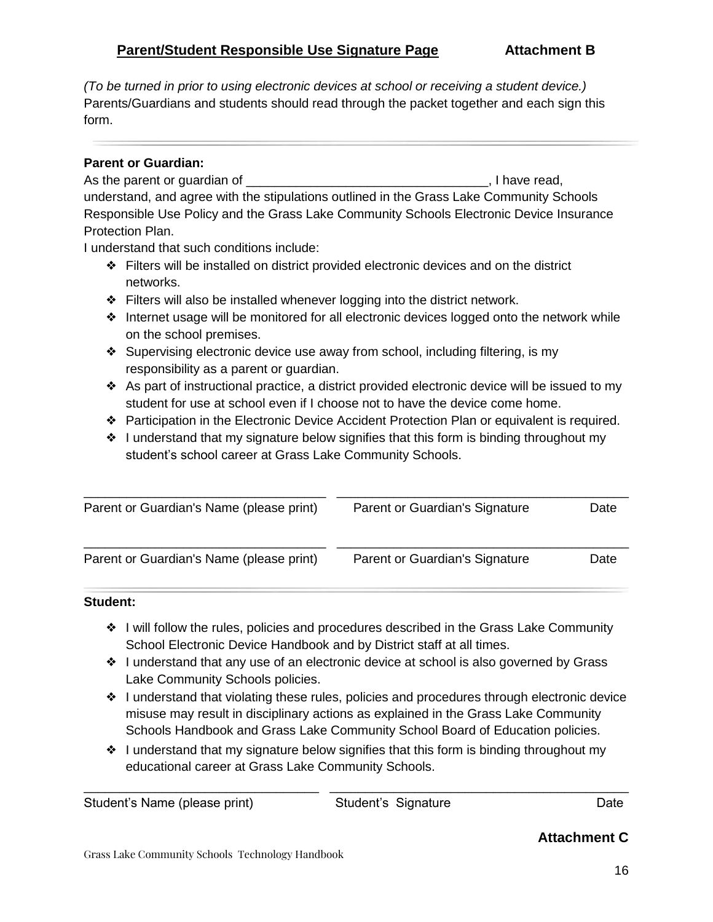## Parent/Student Responsible Use Signature Page **Attachment B**

*(To be turned in prior to using electronic devices at school or receiving a student device.)*
Parents/Guardians and students should read through the packet together and each sign this form.

---

**Parent or Guardian:**

As the parent or guardian of __________________________________, I have read, understand, and agree with the stipulations outlined in the Grass Lake Community Schools Responsible Use Policy and the Grass Lake Community Schools Electronic Device Insurance Protection Plan.

I understand that such conditions include:

- Filters will be installed on district provided electronic devices and on the district networks.
- Filters will also be installed whenever logging into the district network.
- Internet usage will be monitored for all electronic devices logged onto the network while on the school premises.
- Supervising electronic device use away from school, including filtering, is my responsibility as a parent or guardian.
- As part of instructional practice, a district provided electronic device will be issued to my student for use at school even if I choose not to have the device come home.
- Participation in the Electronic Device Accident Protection Plan or equivalent is required.
- I understand that my signature below signifies that this form is binding throughout my student's school career at Grass Lake Community Schools.

_________________________________ _________________________________________

Parent or Guardian's Name (please print) Parent or Guardian's Signature Date

_________________________________ _________________________________________

Parent or Guardian's Name (please print) Parent or Guardian's Signature Date

---

**Student:**

- I will follow the rules, policies and procedures described in the Grass Lake Community School Electronic Device Handbook and by District staff at all times.
- I understand that any use of an electronic device at school is also governed by Grass Lake Community Schools policies.
- I understand that violating these rules, policies and procedures through electronic device misuse may result in disciplinary actions as explained in the Grass Lake Community Schools Handbook and Grass Lake Community School Board of Education policies.
- I understand that my signature below signifies that this form is binding throughout my educational career at Grass Lake Community Schools.

_________________________________ _________________________________________

Student's Name (please print) Student's Signature Date

**Attachment C**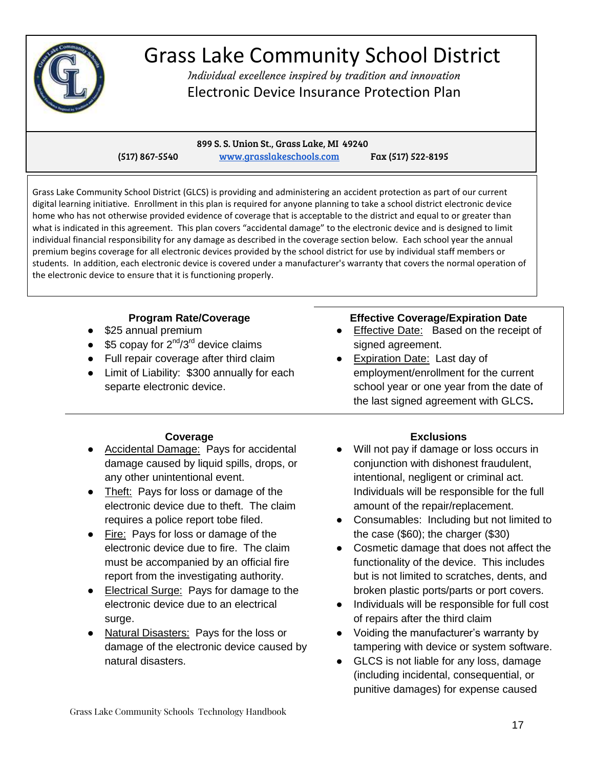# Grass Lake Community School District

*Individual excellence inspired by tradition and innovation*

Electronic Device Insurance Protection Plan

899 S. S. Union St., Grass Lake, MI 49240

(517) 867-5540 www.grasslakeschools.com Fax (517) 522-8195

Grass Lake Community School District (GLCS) is providing and administering an accident protection as part of our current digital learning initiative. Enrollment in this plan is required for anyone planning to take a school district electronic device home who has not otherwise provided evidence of coverage that is acceptable to the district and equal to or greater than what is indicated in this agreement. This plan covers "accidental damage" to the electronic device and is designed to limit individual financial responsibility for any damage as described in the coverage section below. Each school year the annual premium begins coverage for all electronic devices provided by the school district for use by individual staff members or students. In addition, each electronic device is covered under a manufacturer's warranty that covers the normal operation of the electronic device to ensure that it is functioning properly.

**Program Rate/Coverage**

- $25 annual premium
- $5 copay for 2nd/3rd device claims
- Full repair coverage after third claim
- Limit of Liability: $300 annually for each separte electronic device.

**Effective Coverage/Expiration Date**

- Effective Date: Based on the receipt of signed agreement.
- Expiration Date: Last day of employment/enrollment for the current school year or one year from the date of the last signed agreement with GLCS**.**

**Coverage**

- Accidental Damage: Pays for accidental damage caused by liquid spills, drops, or any other unintentional event.
- Theft: Pays for loss or damage of the electronic device due to theft. The claim requires a police report tobe filed.
- Fire: Pays for loss or damage of the electronic device due to fire. The claim must be accompanied by an official fire report from the investigating authority.
- Electrical Surge: Pays for damage to the electronic device due to an electrical surge.
- Natural Disasters: Pays for the loss or damage of the electronic device caused by natural disasters.

**Exclusions**

- Will not pay if damage or loss occurs in conjunction with dishonest fraudulent, intentional, negligent or criminal act. Individuals will be responsible for the full amount of the repair/replacement.
- Consumables: Including but not limited to the case ($60); the charger ($30)
- Cosmetic damage that does not affect the functionality of the device. This includes but is not limited to scratches, dents, and broken plastic ports/parts or port covers.
- Individuals will be responsible for full cost of repairs after the third claim
- Voiding the manufacturer's warranty by tampering with device or system software.
- GLCS is not liable for any loss, damage (including incidental, consequential, or punitive damages) for expense caused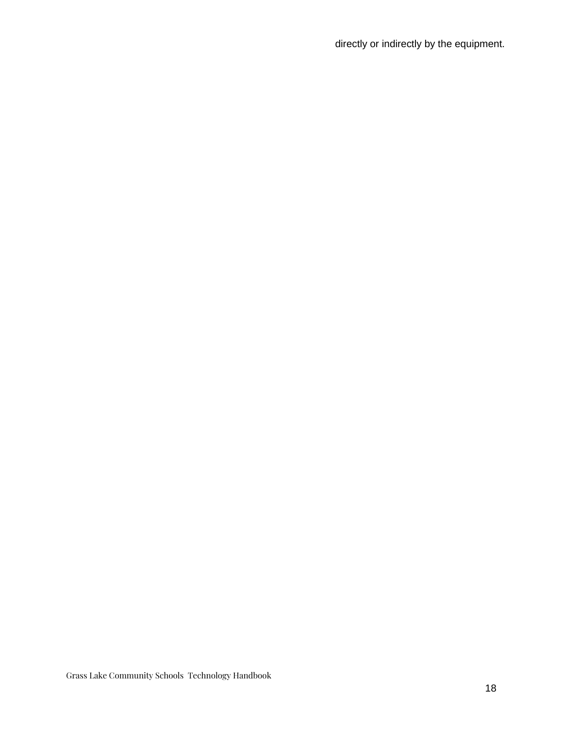directly or indirectly by the equipment.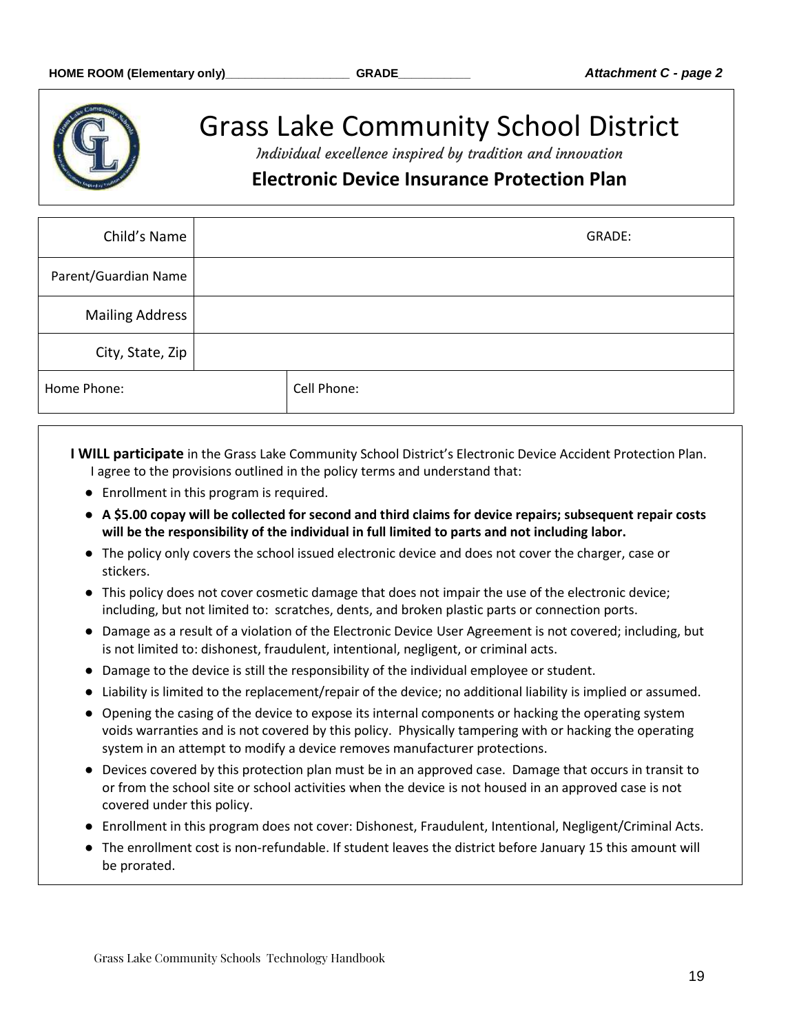HOME ROOM (Elementary only)___________________ GRADE___________ *Attachment C - page 2*

# Grass Lake Community School District

*Individual excellence inspired by tradition and innovation*

## Electronic Device Insurance Protection Plan

| Child's Name | | GRADE: |
|---|---|---|
| Parent/Guardian Name | | |
| Mailing Address | | |
| City, State, Zip | | |
| Home Phone: | Cell Phone: | |

**I WILL participate** in the Grass Lake Community School District's Electronic Device Accident Protection Plan. I agree to the provisions outlined in the policy terms and understand that:

- Enrollment in this program is required.
- **A $5.00 copay will be collected for second and third claims for device repairs; subsequent repair costs will be the responsibility of the individual in full limited to parts and not including labor.**
- The policy only covers the school issued electronic device and does not cover the charger, case or stickers.
- This policy does not cover cosmetic damage that does not impair the use of the electronic device; including, but not limited to: scratches, dents, and broken plastic parts or connection ports.
- Damage as a result of a violation of the Electronic Device User Agreement is not covered; including, but is not limited to: dishonest, fraudulent, intentional, negligent, or criminal acts.
- Damage to the device is still the responsibility of the individual employee or student.
- Liability is limited to the replacement/repair of the device; no additional liability is implied or assumed.
- Opening the casing of the device to expose its internal components or hacking the operating system voids warranties and is not covered by this policy. Physically tampering with or hacking the operating system in an attempt to modify a device removes manufacturer protections.
- Devices covered by this protection plan must be in an approved case. Damage that occurs in transit to or from the school site or school activities when the device is not housed in an approved case is not covered under this policy.
- Enrollment in this program does not cover: Dishonest, Fraudulent, Intentional, Negligent/Criminal Acts.
- The enrollment cost is non-refundable. If student leaves the district before January 15 this amount will be prorated.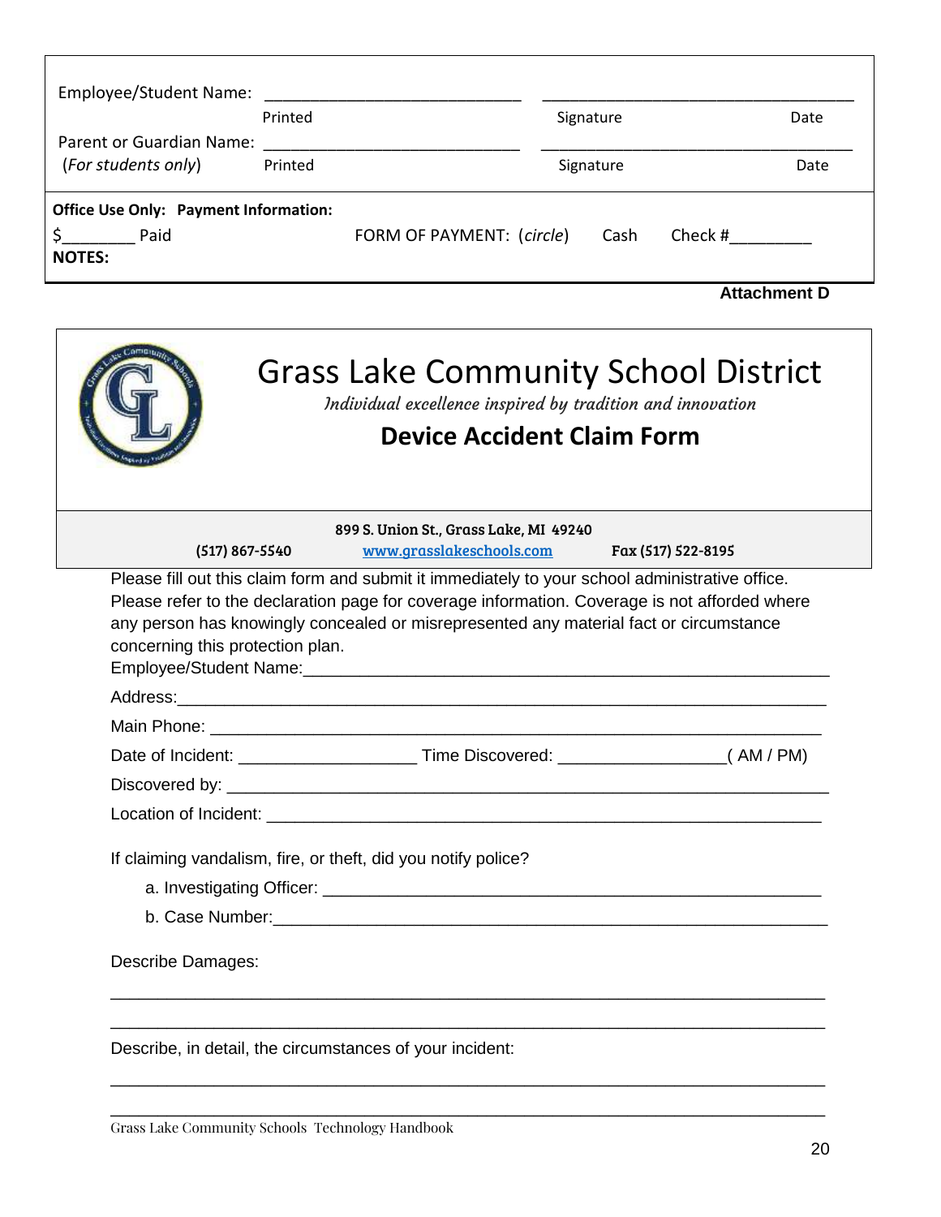| Employee/Student Name: | ____________________________ | ________________________________ | |
|---|---|---|---|
| | Printed | Signature | Date |
| Parent or Guardian Name: | ____________________________ | ________________________________ | |
| (*For students only*) | Printed | Signature | Date |

**Office Use Only: Payment Information:**

$________ Paid FORM OF PAYMENT: (*circle*) Cash Check #_________

**NOTES:**

**Attachment D**

# Grass Lake Community School District

*Individual excellence inspired by tradition and innovation*

## Device Accident Claim Form

899 S. Union St., Grass Lake, MI 49240

(517) 867-5540 www.grasslakeschools.com Fax (517) 522-8195

Please fill out this claim form and submit it immediately to your school administrative office. Please refer to the declaration page for coverage information. Coverage is not afforded where any person has knowingly concealed or misrepresented any material fact or circumstance concerning this protection plan.

Employee/Student Name:___________________________________________________________

Address:_________________________________________________________________

Main Phone: _______________________________________________________________

Date of Incident: ___________________ Time Discovered: __________________( AM / PM)

Discovered by: _____________________________________________________________

Location of Incident: _________________________________________________________

If claiming vandalism, fire, or theft, did you notify police?

a. Investigating Officer: ______________________________________________________

b. Case Number:___________________________________________________________

Describe Damages:

_______________________________________________________________________

_______________________________________________________________________

Describe, in detail, the circumstances of your incident:

_______________________________________________________________________

_______________________________________________________________________

Grass Lake Community Schools Technology Handbook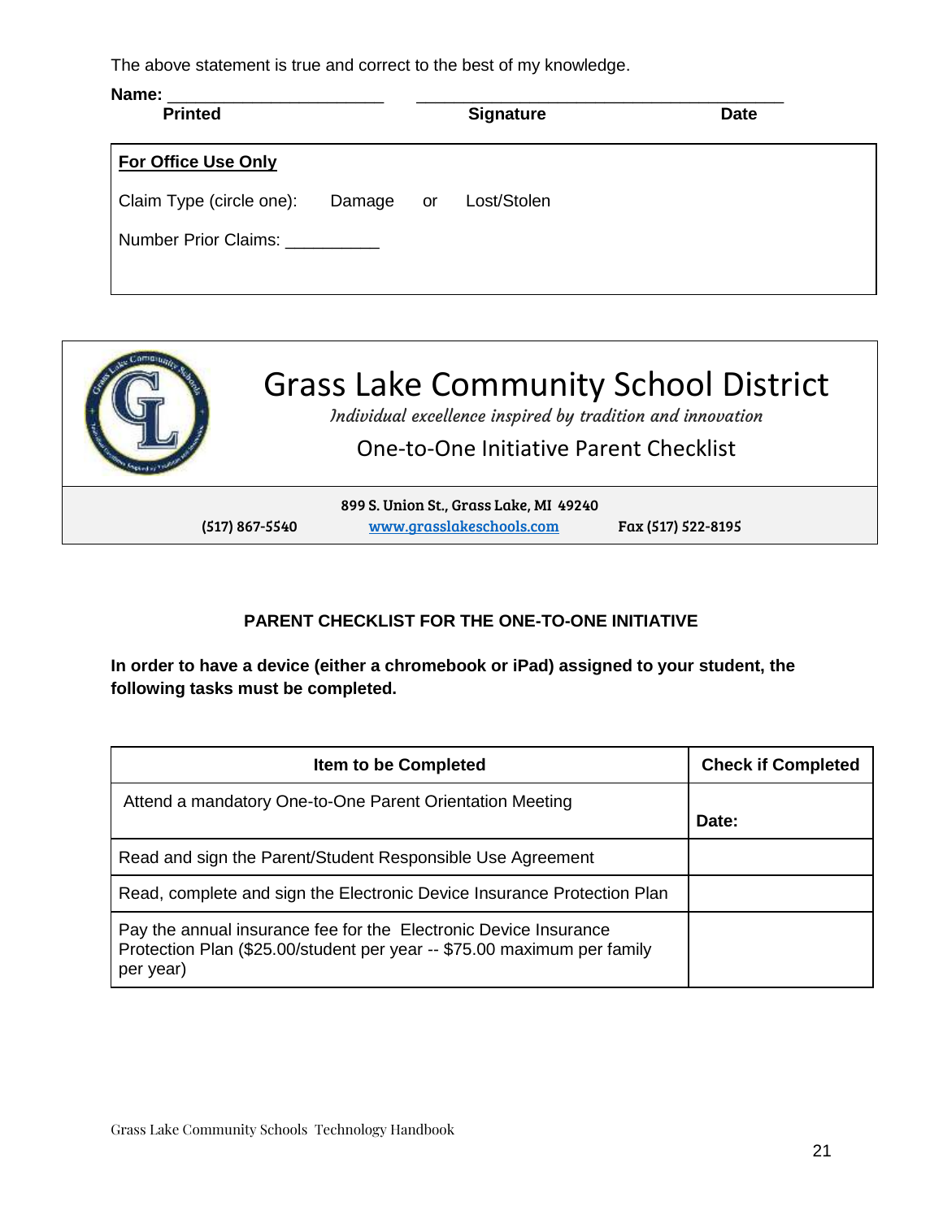The above statement is true and correct to the best of my knowledge.

**Name:** \_\_\_\_\_\_\_\_\_\_\_\_\_\_\_\_\_\_\_\_\_\_ \_\_\_\_\_\_\_\_\_\_\_\_\_\_\_\_\_\_\_\_\_\_\_\_\_\_\_\_\_\_\_\_\_\_\_\_\_\_

**Printed** **Signature** **Date**

**For Office Use Only**

Claim Type (circle one): Damage or Lost/Stolen

Number Prior Claims: \_\_\_\_\_\_\_\_\_\_

# Grass Lake Community School District

*Individual excellence inspired by tradition and innovation*

One-to-One Initiative Parent Checklist

899 S. Union St., Grass Lake, MI 49240

(517) 867-5540 www.grasslakeschools.com Fax (517) 522-8195

## PARENT CHECKLIST FOR THE ONE-TO-ONE INITIATIVE

**In order to have a device (either a chromebook or iPad) assigned to your student, the following tasks must be completed.**

| Item to be Completed | Check if Completed |
|---|---|
| Attend a mandatory One-to-One Parent Orientation Meeting | **Date:** |
| Read and sign the Parent/Student Responsible Use Agreement | |
| Read, complete and sign the Electronic Device Insurance Protection Plan | |
| Pay the annual insurance fee for the Electronic Device Insurance Protection Plan ($25.00/student per year -- $75.00 maximum per family per year) | |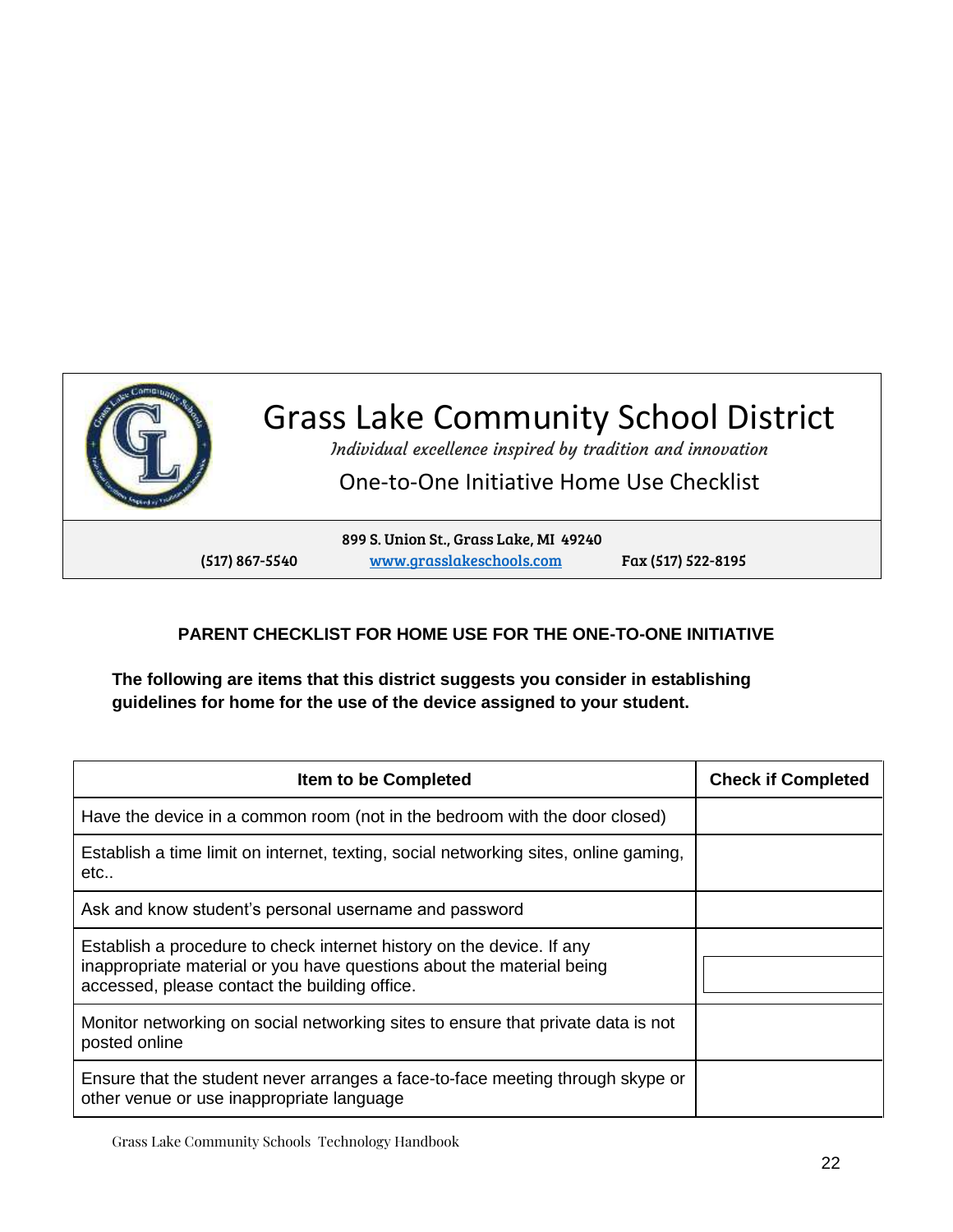# Grass Lake Community School District

*Individual excellence inspired by tradition and innovation*

One-to-One Initiative Home Use Checklist

899 S. Union St., Grass Lake, MI 49240

(517) 867-5540 www.grasslakeschools.com Fax (517) 522-8195

## PARENT CHECKLIST FOR HOME USE FOR THE ONE-TO-ONE INITIATIVE

**The following are items that this district suggests you consider in establishing guidelines for home for the use of the device assigned to your student.**

| Item to be Completed | Check if Completed |
|---|---|
| Have the device in a common room (not in the bedroom with the door closed) | |
| Establish a time limit on internet, texting, social networking sites, online gaming, etc.. | |
| Ask and know student's personal username and password | |
| Establish a procedure to check internet history on the device. If any inappropriate material or you have questions about the material being accessed, please contact the building office. | |
| Monitor networking on social networking sites to ensure that private data is not posted online | |
| Ensure that the student never arranges a face-to-face meeting through skype or other venue or use inappropriate language | |

Grass Lake Community Schools Technology Handbook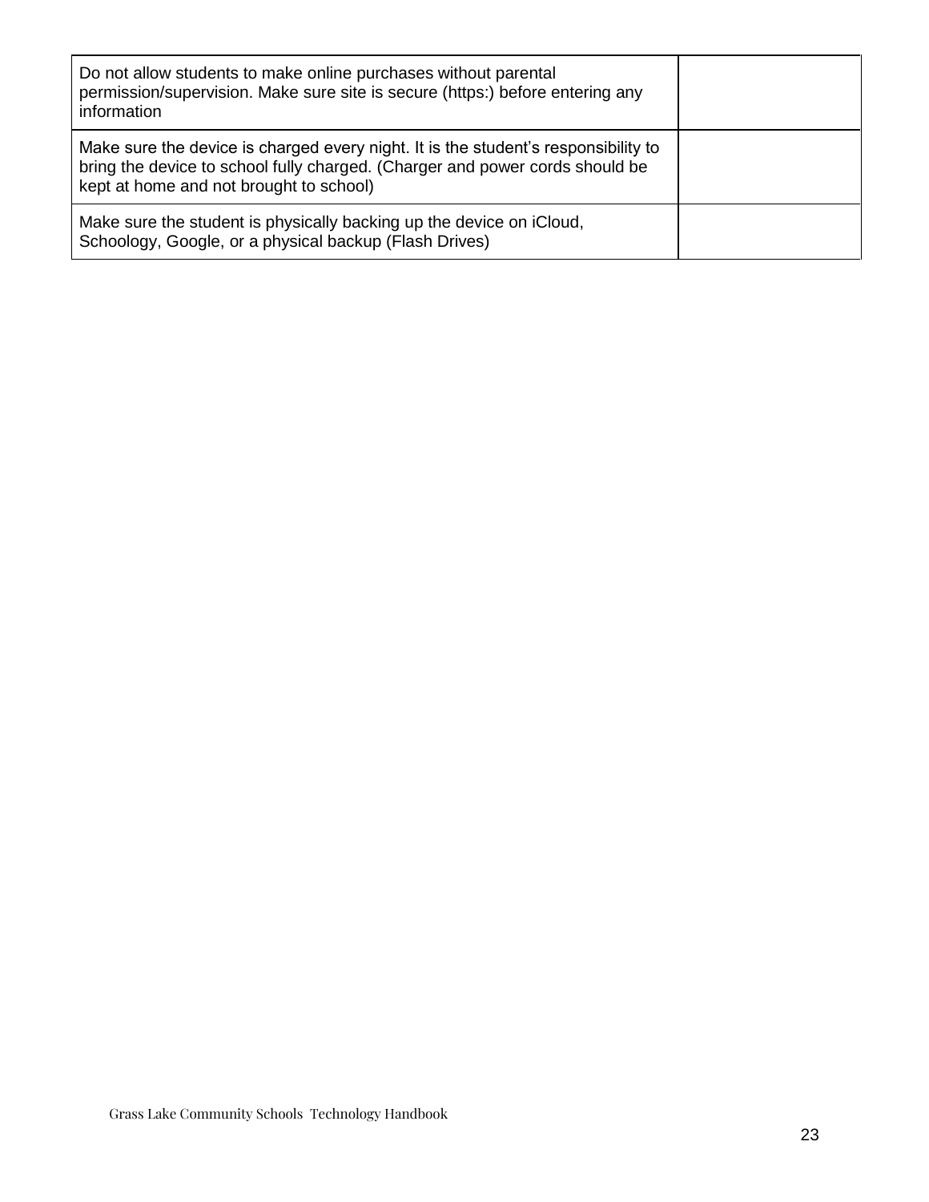| | |
|---|---|
| Do not allow students to make online purchases without parental permission/supervision. Make sure site is secure (https:) before entering any information | |
| Make sure the device is charged every night. It is the student's responsibility to bring the device to school fully charged. (Charger and power cords should be kept at home and not brought to school) | |
| Make sure the student is physically backing up the device on iCloud, Schoology, Google, or a physical backup (Flash Drives) | |